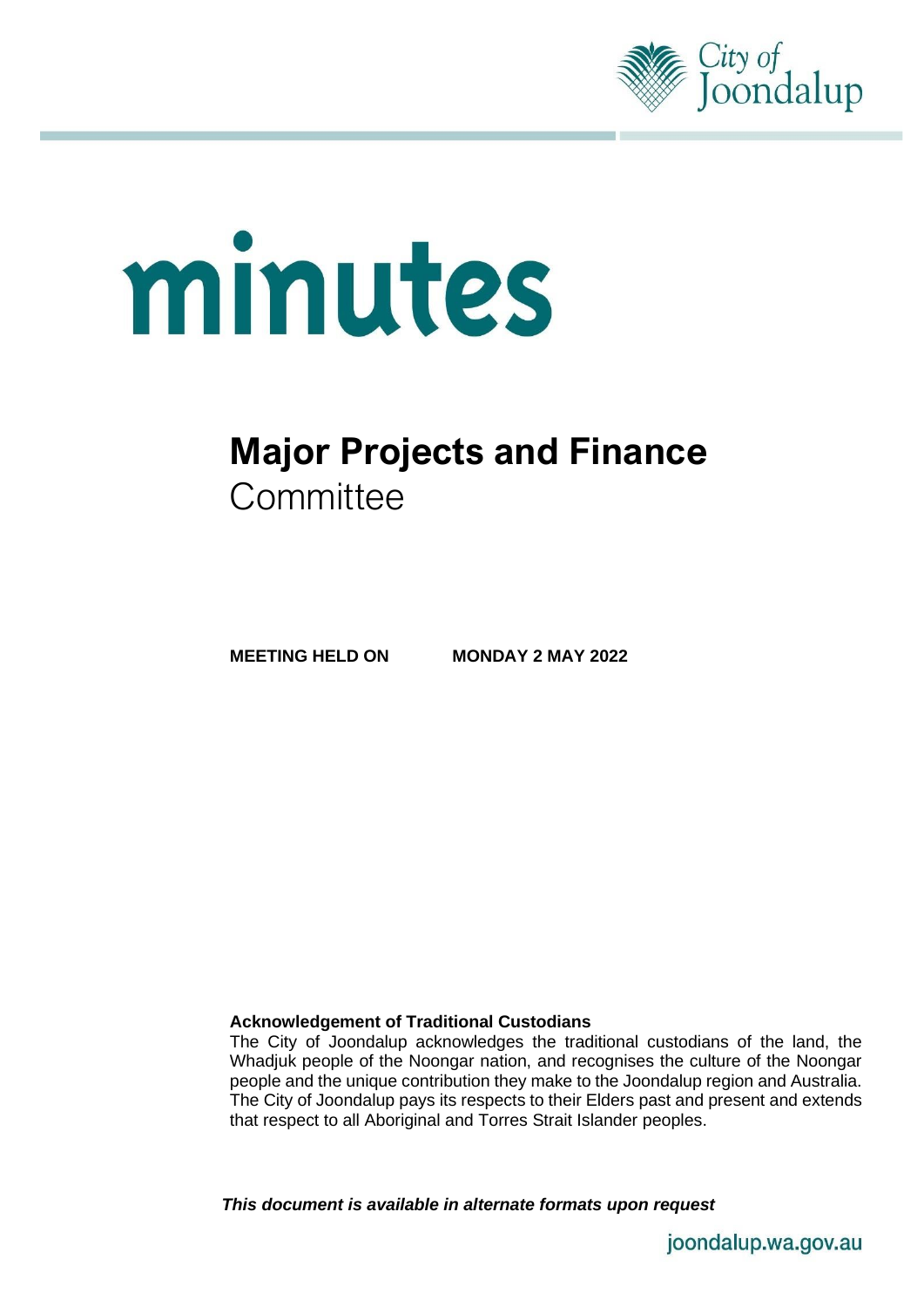# minutes

# Major Projects and Finance Committee

**MEETING HELD ON MONDAY 2 MAY 2022**

**Acknowledgement of Traditional Custodians**

The City of Joondalup acknowledges the traditional custodians of the land, the Whadjuk people of the Noongar nation, and recognises the culture of the Noongar people and the unique contribution they make to the Joondalup region and Australia. The City of Joondalup pays its respects to their Elders past and present and extends that respect to all Aboriginal and Torres Strait Islander peoples.

***This document is available in alternate formats upon request***

joondalup.wa.gov.au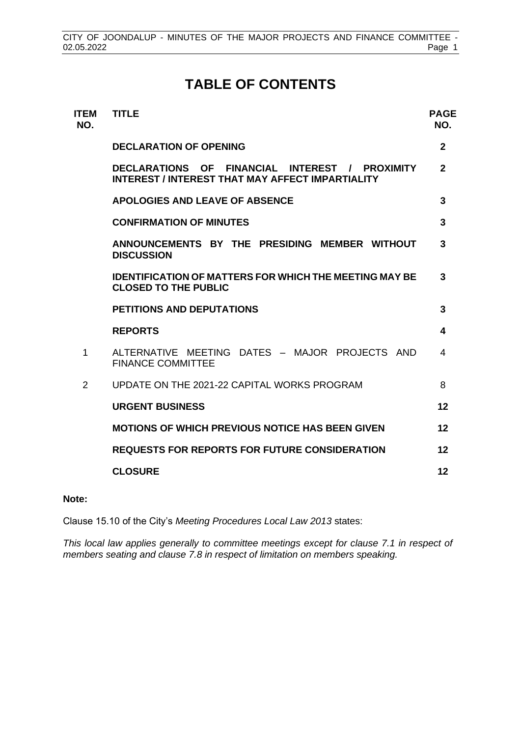# TABLE OF CONTENTS

| ITEM NO. | TITLE | PAGE NO. |
|---|---|---|
| | **DECLARATION OF OPENING** | **2** |
| | **DECLARATIONS OF FINANCIAL INTEREST / PROXIMITY INTEREST / INTEREST THAT MAY AFFECT IMPARTIALITY** | **2** |
| | **APOLOGIES AND LEAVE OF ABSENCE** | **3** |
| | **CONFIRMATION OF MINUTES** | **3** |
| | **ANNOUNCEMENTS BY THE PRESIDING MEMBER WITHOUT DISCUSSION** | **3** |
| | **IDENTIFICATION OF MATTERS FOR WHICH THE MEETING MAY BE CLOSED TO THE PUBLIC** | **3** |
| | **PETITIONS AND DEPUTATIONS** | **3** |
| | **REPORTS** | **4** |
| 1 | ALTERNATIVE MEETING DATES – MAJOR PROJECTS AND FINANCE COMMITTEE | 4 |
| 2 | UPDATE ON THE 2021-22 CAPITAL WORKS PROGRAM | 8 |
| | **URGENT BUSINESS** | **12** |
| | **MOTIONS OF WHICH PREVIOUS NOTICE HAS BEEN GIVEN** | **12** |
| | **REQUESTS FOR REPORTS FOR FUTURE CONSIDERATION** | **12** |
| | **CLOSURE** | **12** |

**Note:**

Clause 15.10 of the City's *Meeting Procedures Local Law 2013* states:

*This local law applies generally to committee meetings except for clause 7.1 in respect of members seating and clause 7.8 in respect of limitation on members speaking.*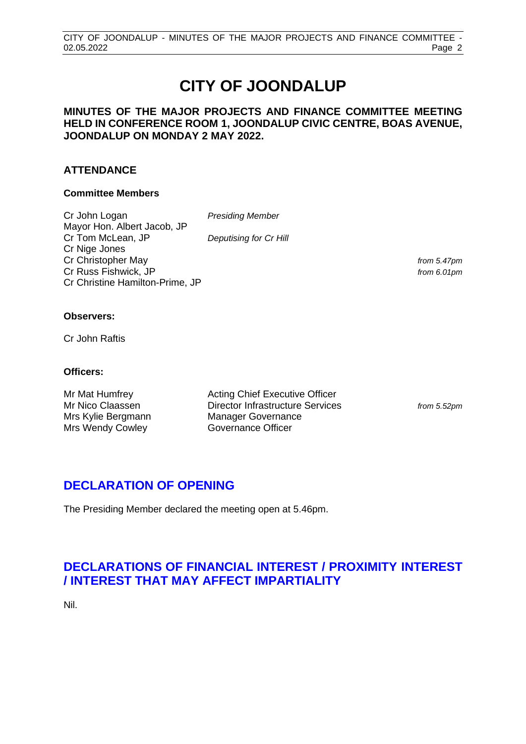# CITY OF JOONDALUP

**MINUTES OF THE MAJOR PROJECTS AND FINANCE COMMITTEE MEETING HELD IN CONFERENCE ROOM 1, JOONDALUP CIVIC CENTRE, BOAS AVENUE, JOONDALUP ON MONDAY 2 MAY 2022.**

## ATTENDANCE

### Committee Members

| | | |
|---|---|---|
| Cr John Logan | *Presiding Member* | |
| Mayor Hon. Albert Jacob, JP | | |
| Cr Tom McLean, JP | *Deputising for Cr Hill* | |
| Cr Nige Jones | | |
| Cr Christopher May | | *from 5.47pm* |
| Cr Russ Fishwick, JP | | *from 6.01pm* |
| Cr Christine Hamilton-Prime, JP | | |

### Observers:

Cr John Raftis

### Officers:

| | | |
|---|---|---|
| Mr Mat Humfrey | Acting Chief Executive Officer | |
| Mr Nico Claassen | Director Infrastructure Services | *from 5.52pm* |
| Mrs Kylie Bergmann | Manager Governance | |
| Mrs Wendy Cowley | Governance Officer | |

## DECLARATION OF OPENING

The Presiding Member declared the meeting open at 5.46pm.

## DECLARATIONS OF FINANCIAL INTEREST / PROXIMITY INTEREST / INTEREST THAT MAY AFFECT IMPARTIALITY

Nil.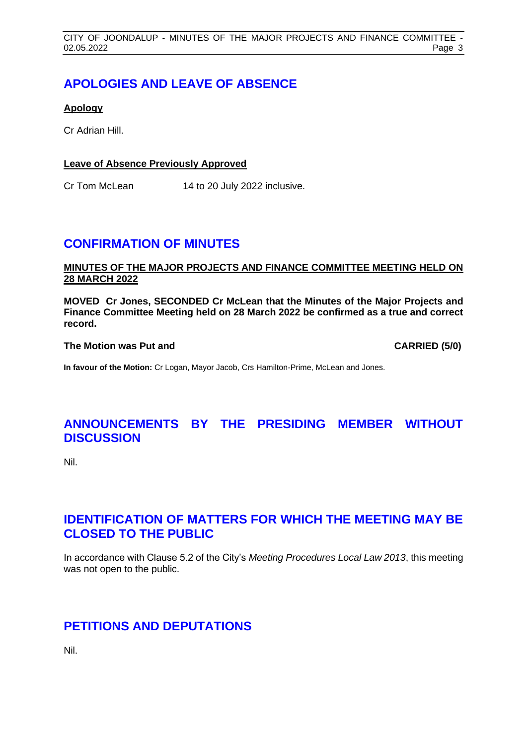## APOLOGIES AND LEAVE OF ABSENCE

**Apology**

Cr Adrian Hill.

**Leave of Absence Previously Approved**

Cr Tom McLean 14 to 20 July 2022 inclusive.

## CONFIRMATION OF MINUTES

**MINUTES OF THE MAJOR PROJECTS AND FINANCE COMMITTEE MEETING HELD ON 28 MARCH 2022**

**MOVED Cr Jones, SECONDED Cr McLean that the Minutes of the Major Projects and Finance Committee Meeting held on 28 March 2022 be confirmed as a true and correct record.**

**The Motion was Put and CARRIED (5/0)**

**In favour of the Motion:** Cr Logan, Mayor Jacob, Crs Hamilton-Prime, McLean and Jones.

## ANNOUNCEMENTS BY THE PRESIDING MEMBER WITHOUT DISCUSSION

Nil.

## IDENTIFICATION OF MATTERS FOR WHICH THE MEETING MAY BE CLOSED TO THE PUBLIC

In accordance with Clause 5.2 of the City's *Meeting Procedures Local Law 2013*, this meeting was not open to the public.

## PETITIONS AND DEPUTATIONS

Nil.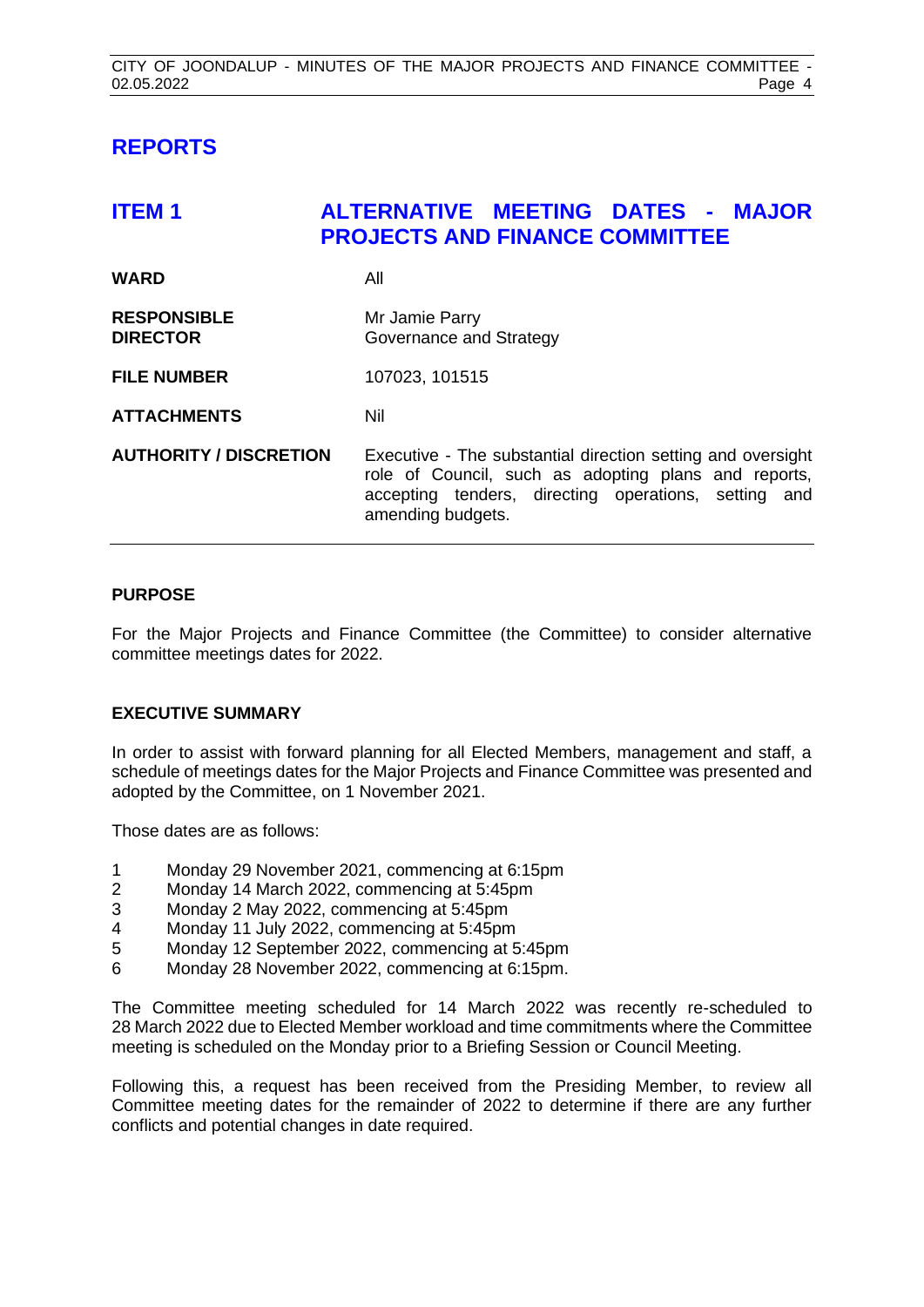# REPORTS

## ITEM 1 ALTERNATIVE MEETING DATES - MAJOR PROJECTS AND FINANCE COMMITTEE

| | |
|---|---|
| **WARD** | All |
| **RESPONSIBLE DIRECTOR** | Mr Jamie Parry<br>Governance and Strategy |
| **FILE NUMBER** | 107023, 101515 |
| **ATTACHMENTS** | Nil |
| **AUTHORITY / DISCRETION** | Executive - The substantial direction setting and oversight role of Council, such as adopting plans and reports, accepting tenders, directing operations, setting and amending budgets. |

### PURPOSE

For the Major Projects and Finance Committee (the Committee) to consider alternative committee meetings dates for 2022.

### EXECUTIVE SUMMARY

In order to assist with forward planning for all Elected Members, management and staff, a schedule of meetings dates for the Major Projects and Finance Committee was presented and adopted by the Committee, on 1 November 2021.

Those dates are as follows:

1 Monday 29 November 2021, commencing at 6:15pm
2 Monday 14 March 2022, commencing at 5:45pm
3 Monday 2 May 2022, commencing at 5:45pm
4 Monday 11 July 2022, commencing at 5:45pm
5 Monday 12 September 2022, commencing at 5:45pm
6 Monday 28 November 2022, commencing at 6:15pm.

The Committee meeting scheduled for 14 March 2022 was recently re-scheduled to 28 March 2022 due to Elected Member workload and time commitments where the Committee meeting is scheduled on the Monday prior to a Briefing Session or Council Meeting.

Following this, a request has been received from the Presiding Member, to review all Committee meeting dates for the remainder of 2022 to determine if there are any further conflicts and potential changes in date required.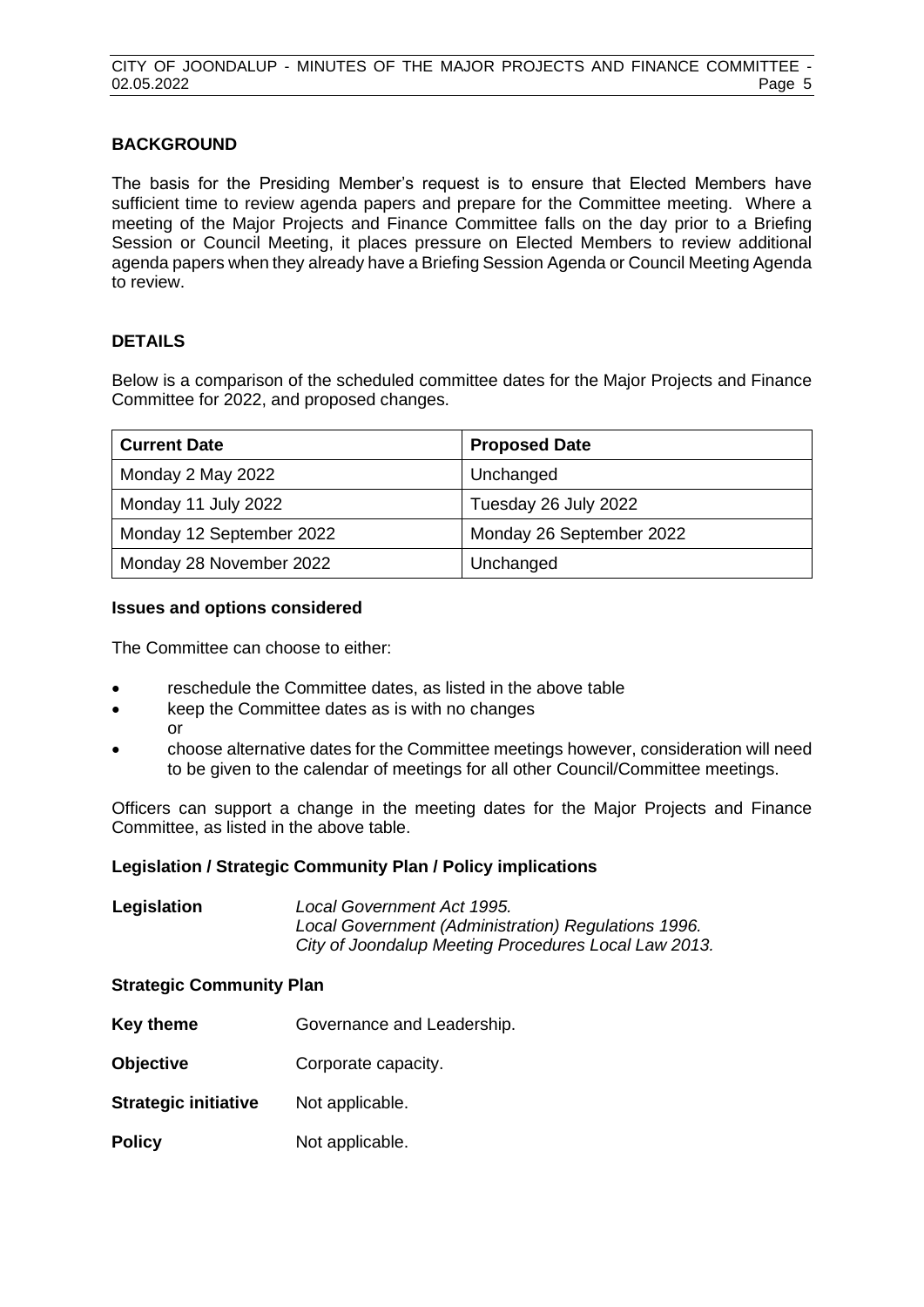## BACKGROUND

The basis for the Presiding Member's request is to ensure that Elected Members have sufficient time to review agenda papers and prepare for the Committee meeting. Where a meeting of the Major Projects and Finance Committee falls on the day prior to a Briefing Session or Council Meeting, it places pressure on Elected Members to review additional agenda papers when they already have a Briefing Session Agenda or Council Meeting Agenda to review.

## DETAILS

Below is a comparison of the scheduled committee dates for the Major Projects and Finance Committee for 2022, and proposed changes.

| Current Date | Proposed Date |
|---|---|
| Monday 2 May 2022 | Unchanged |
| Monday 11 July 2022 | Tuesday 26 July 2022 |
| Monday 12 September 2022 | Monday 26 September 2022 |
| Monday 28 November 2022 | Unchanged |

### Issues and options considered

The Committee can choose to either:

- reschedule the Committee dates, as listed in the above table
- keep the Committee dates as is with no changes
  or
- choose alternative dates for the Committee meetings however, consideration will need to be given to the calendar of meetings for all other Council/Committee meetings.

Officers can support a change in the meeting dates for the Major Projects and Finance Committee, as listed in the above table.

### Legislation / Strategic Community Plan / Policy implications

**Legislation** *Local Government Act 1995.*
*Local Government (Administration) Regulations 1996.*
*City of Joondalup Meeting Procedures Local Law 2013.*

### Strategic Community Plan

**Key theme** Governance and Leadership.

**Objective** Corporate capacity.

**Strategic initiative** Not applicable.

**Policy** Not applicable.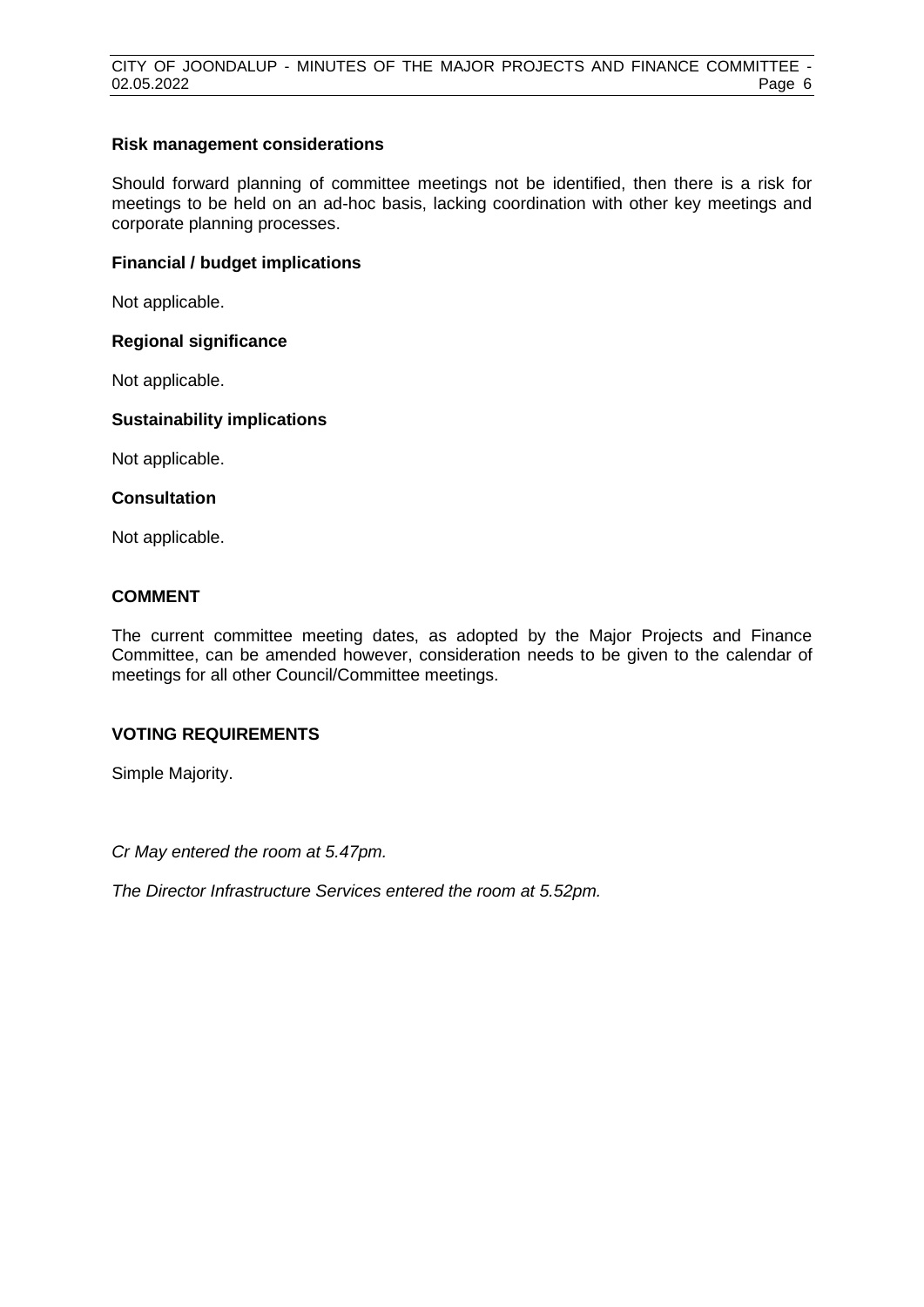**Risk management considerations**

Should forward planning of committee meetings not be identified, then there is a risk for meetings to be held on an ad-hoc basis, lacking coordination with other key meetings and corporate planning processes.

**Financial / budget implications**

Not applicable.

**Regional significance**

Not applicable.

**Sustainability implications**

Not applicable.

**Consultation**

Not applicable.

## COMMENT

The current committee meeting dates, as adopted by the Major Projects and Finance Committee, can be amended however, consideration needs to be given to the calendar of meetings for all other Council/Committee meetings.

## VOTING REQUIREMENTS

Simple Majority.

*Cr May entered the room at 5.47pm.*

*The Director Infrastructure Services entered the room at 5.52pm.*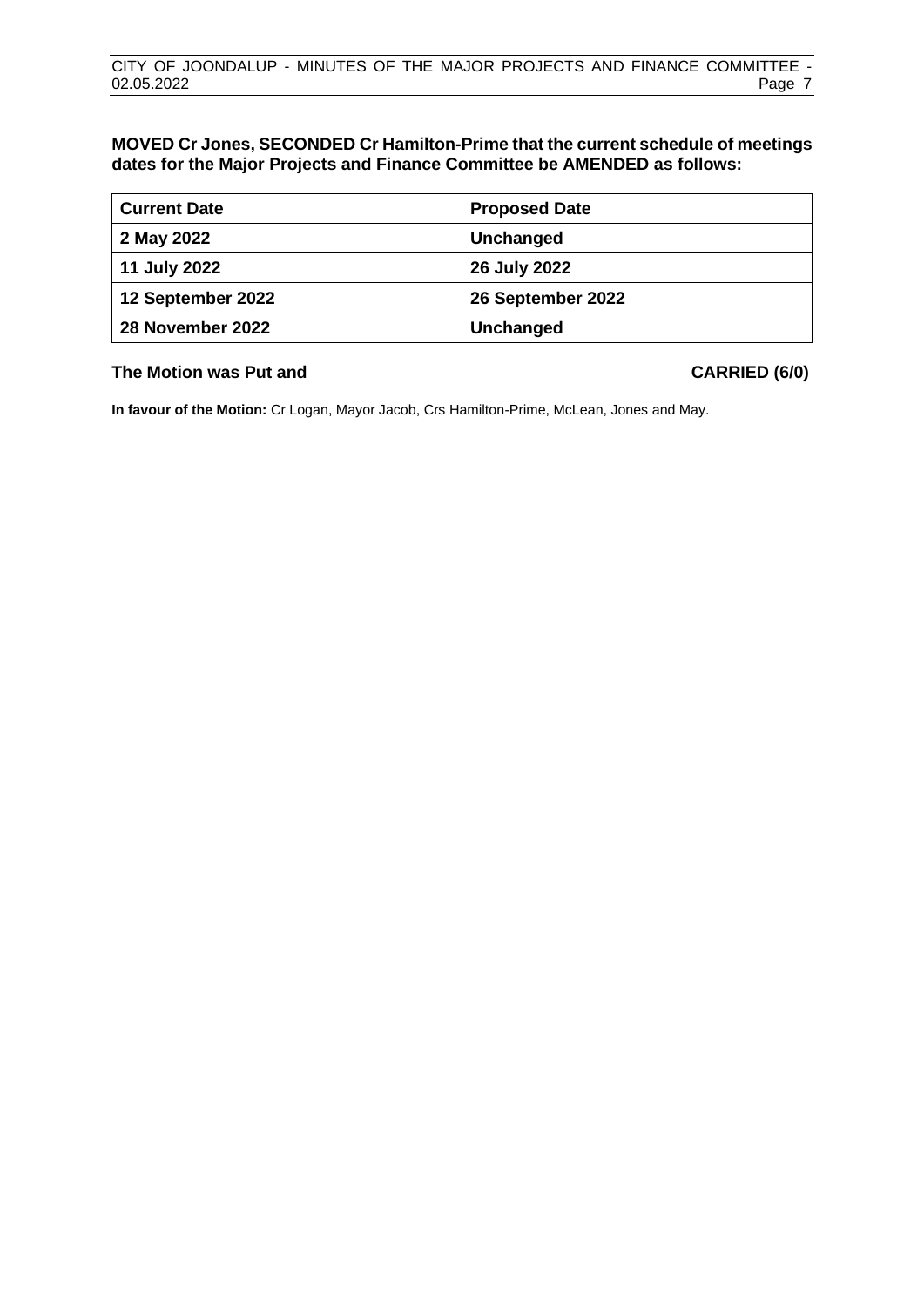**MOVED Cr Jones, SECONDED Cr Hamilton-Prime that the current schedule of meetings dates for the Major Projects and Finance Committee be AMENDED as follows:**

| Current Date | Proposed Date |
|---|---|
| **2 May 2022** | **Unchanged** |
| **11 July 2022** | **26 July 2022** |
| **12 September 2022** | **26 September 2022** |
| **28 November 2022** | **Unchanged** |

**The Motion was Put and CARRIED (6/0)**

**In favour of the Motion:** Cr Logan, Mayor Jacob, Crs Hamilton-Prime, McLean, Jones and May.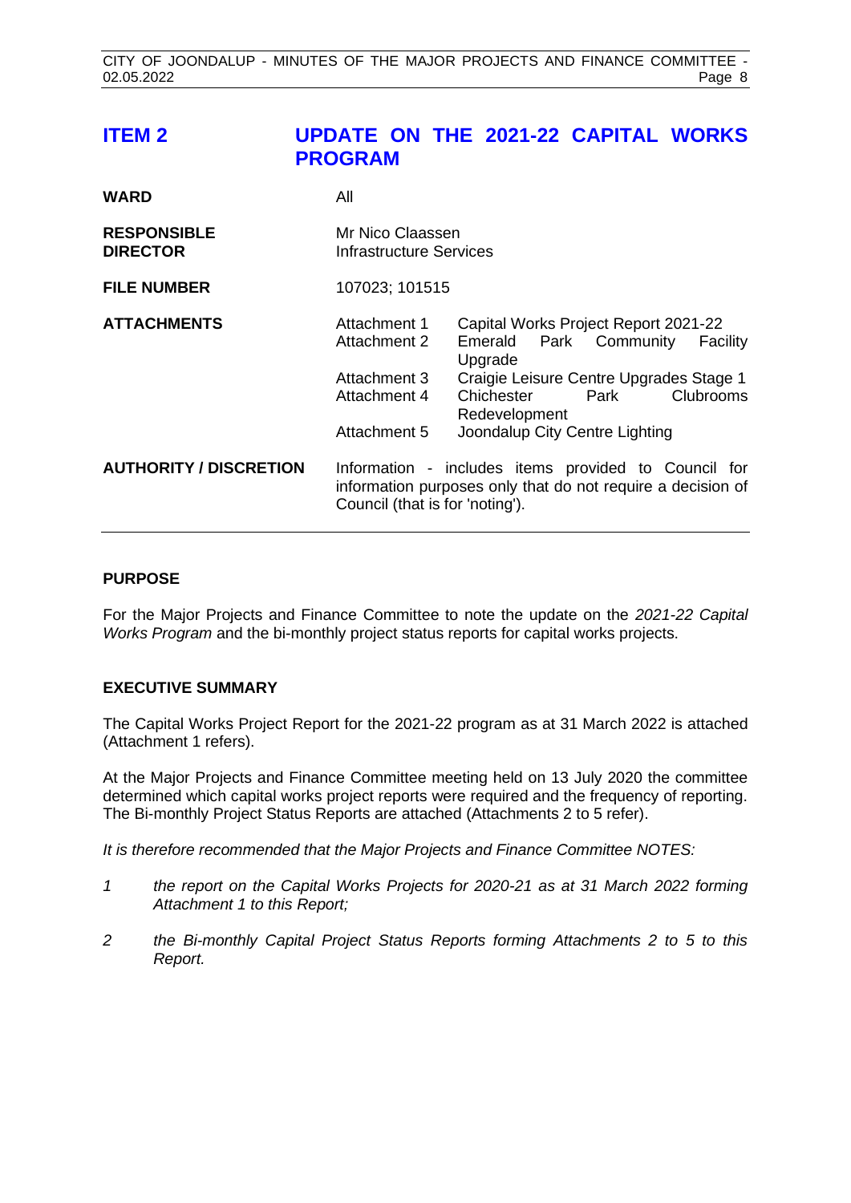## ITEM 2 UPDATE ON THE 2021-22 CAPITAL WORKS PROGRAM

| | | |
|---|---|---|
| **WARD** | All | |
| **RESPONSIBLE DIRECTOR** | Mr Nico Claassen<br>Infrastructure Services | |
| **FILE NUMBER** | 107023; 101515 | |
| **ATTACHMENTS** | Attachment 1 | Capital Works Project Report 2021-22 |
| | Attachment 2 | Emerald Park Community Facility Upgrade |
| | Attachment 3 | Craigie Leisure Centre Upgrades Stage 1 |
| | Attachment 4 | Chichester Park Clubrooms Redevelopment |
| | Attachment 5 | Joondalup City Centre Lighting |
| **AUTHORITY / DISCRETION** | Information - includes items provided to Council for information purposes only that do not require a decision of Council (that is for 'noting'). | |

### PURPOSE

For the Major Projects and Finance Committee to note the update on the *2021-22 Capital Works Program* and the bi-monthly project status reports for capital works projects.

### EXECUTIVE SUMMARY

The Capital Works Project Report for the 2021-22 program as at 31 March 2022 is attached (Attachment 1 refers).

At the Major Projects and Finance Committee meeting held on 13 July 2020 the committee determined which capital works project reports were required and the frequency of reporting. The Bi-monthly Project Status Reports are attached (Attachments 2 to 5 refer).

*It is therefore recommended that the Major Projects and Finance Committee NOTES:*

1. *the report on the Capital Works Projects for 2020-21 as at 31 March 2022 forming Attachment 1 to this Report;*

2. *the Bi-monthly Capital Project Status Reports forming Attachments 2 to 5 to this Report.*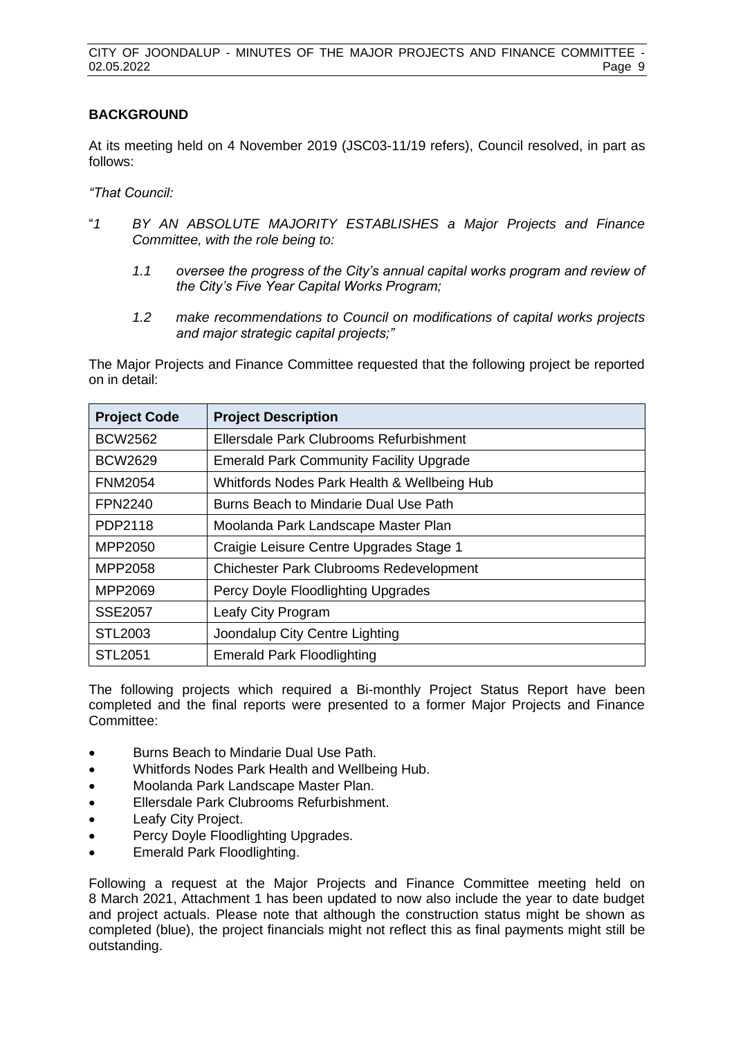## BACKGROUND

At its meeting held on 4 November 2019 (JSC03-11/19 refers), Council resolved, in part as follows:

*"That Council:*

"*1 BY AN ABSOLUTE MAJORITY ESTABLISHES a Major Projects and Finance Committee, with the role being to:*

*1.1 oversee the progress of the City's annual capital works program and review of the City's Five Year Capital Works Program;*

*1.2 make recommendations to Council on modifications of capital works projects and major strategic capital projects;"*

The Major Projects and Finance Committee requested that the following project be reported on in detail:

| Project Code | Project Description |
|---|---|
| BCW2562 | Ellersdale Park Clubrooms Refurbishment |
| BCW2629 | Emerald Park Community Facility Upgrade |
| FNM2054 | Whitfords Nodes Park Health & Wellbeing Hub |
| FPN2240 | Burns Beach to Mindarie Dual Use Path |
| PDP2118 | Moolanda Park Landscape Master Plan |
| MPP2050 | Craigie Leisure Centre Upgrades Stage 1 |
| MPP2058 | Chichester Park Clubrooms Redevelopment |
| MPP2069 | Percy Doyle Floodlighting Upgrades |
| SSE2057 | Leafy City Program |
| STL2003 | Joondalup City Centre Lighting |
| STL2051 | Emerald Park Floodlighting |

The following projects which required a Bi-monthly Project Status Report have been completed and the final reports were presented to a former Major Projects and Finance Committee:

- Burns Beach to Mindarie Dual Use Path.
- Whitfords Nodes Park Health and Wellbeing Hub.
- Moolanda Park Landscape Master Plan.
- Ellersdale Park Clubrooms Refurbishment.
- Leafy City Project.
- Percy Doyle Floodlighting Upgrades.
- Emerald Park Floodlighting.

Following a request at the Major Projects and Finance Committee meeting held on 8 March 2021, Attachment 1 has been updated to now also include the year to date budget and project actuals. Please note that although the construction status might be shown as completed (blue), the project financials might not reflect this as final payments might still be outstanding.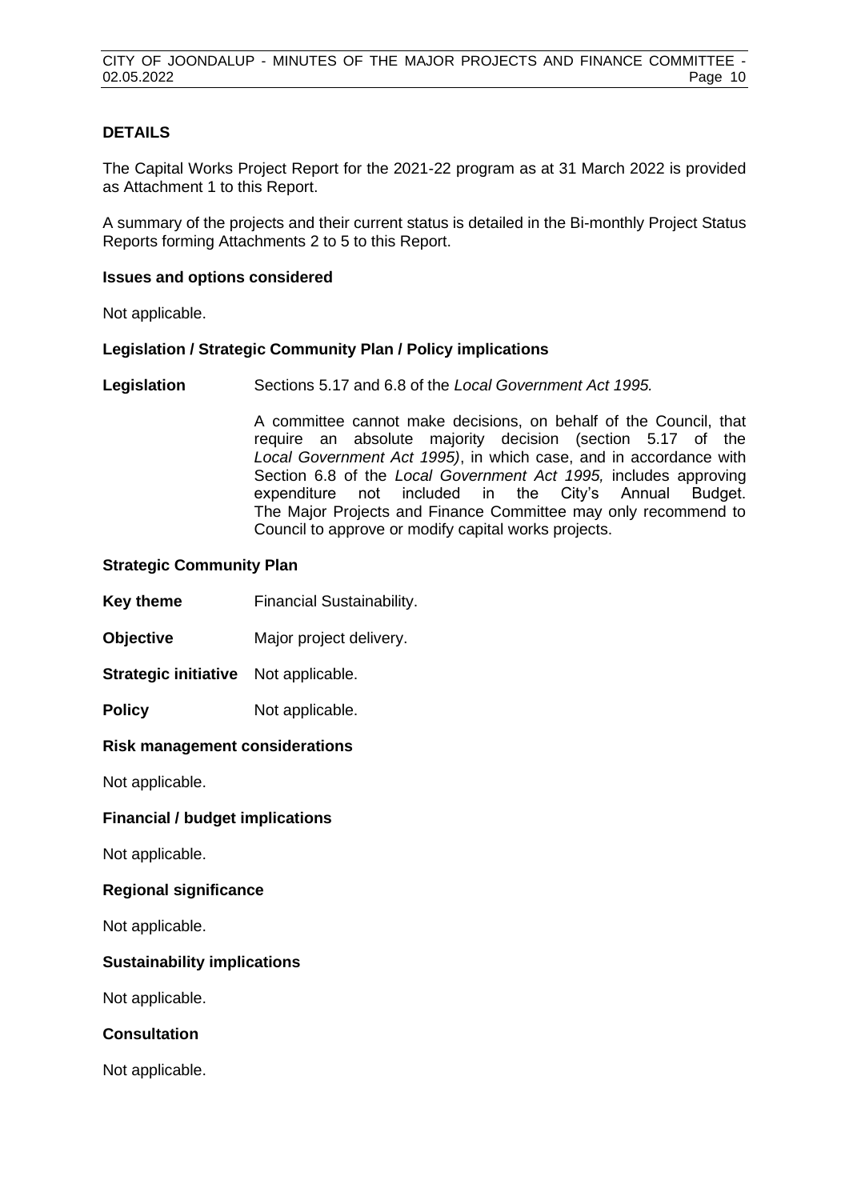## DETAILS

The Capital Works Project Report for the 2021-22 program as at 31 March 2022 is provided as Attachment 1 to this Report.

A summary of the projects and their current status is detailed in the Bi-monthly Project Status Reports forming Attachments 2 to 5 to this Report.

### Issues and options considered

Not applicable.

### Legislation / Strategic Community Plan / Policy implications

**Legislation** Sections 5.17 and 6.8 of the *Local Government Act 1995.*

A committee cannot make decisions, on behalf of the Council, that require an absolute majority decision (section 5.17 of the *Local Government Act 1995)*, in which case, and in accordance with Section 6.8 of the *Local Government Act 1995,* includes approving expenditure not included in the City's Annual Budget. The Major Projects and Finance Committee may only recommend to Council to approve or modify capital works projects.

### Strategic Community Plan

**Key theme** Financial Sustainability.

**Objective** Major project delivery.

**Strategic initiative** Not applicable.

**Policy** Not applicable.

### Risk management considerations

Not applicable.

### Financial / budget implications

Not applicable.

### Regional significance

Not applicable.

### Sustainability implications

Not applicable.

### Consultation

Not applicable.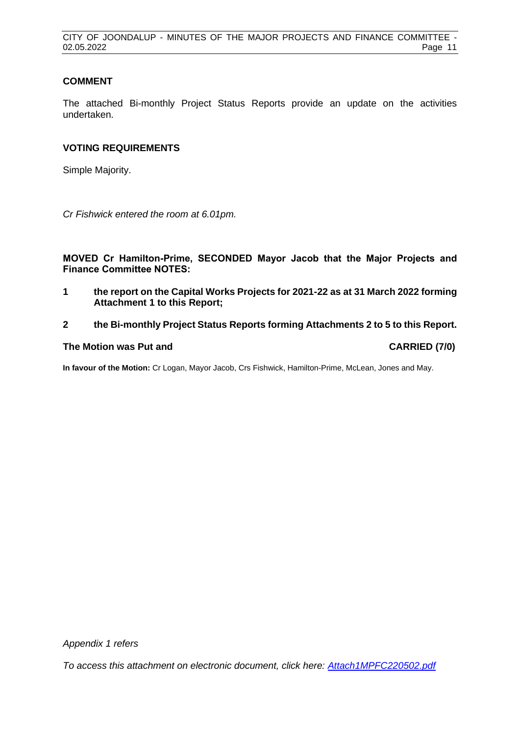## COMMENT

The attached Bi-monthly Project Status Reports provide an update on the activities undertaken.

## VOTING REQUIREMENTS

Simple Majority.

*Cr Fishwick entered the room at 6.01pm.*

**MOVED Cr Hamilton-Prime, SECONDED Mayor Jacob that the Major Projects and Finance Committee NOTES:**

**1 the report on the Capital Works Projects for 2021-22 as at 31 March 2022 forming Attachment 1 to this Report;**

**2 the Bi-monthly Project Status Reports forming Attachments 2 to 5 to this Report.**

**The Motion was Put and CARRIED (7/0)**

**In favour of the Motion:** Cr Logan, Mayor Jacob, Crs Fishwick, Hamilton-Prime, McLean, Jones and May.

*Appendix 1 refers*

*To access this attachment on electronic document, click here: [Attach1MPFC220502.pdf](Attach1MPFC220502.pdf)*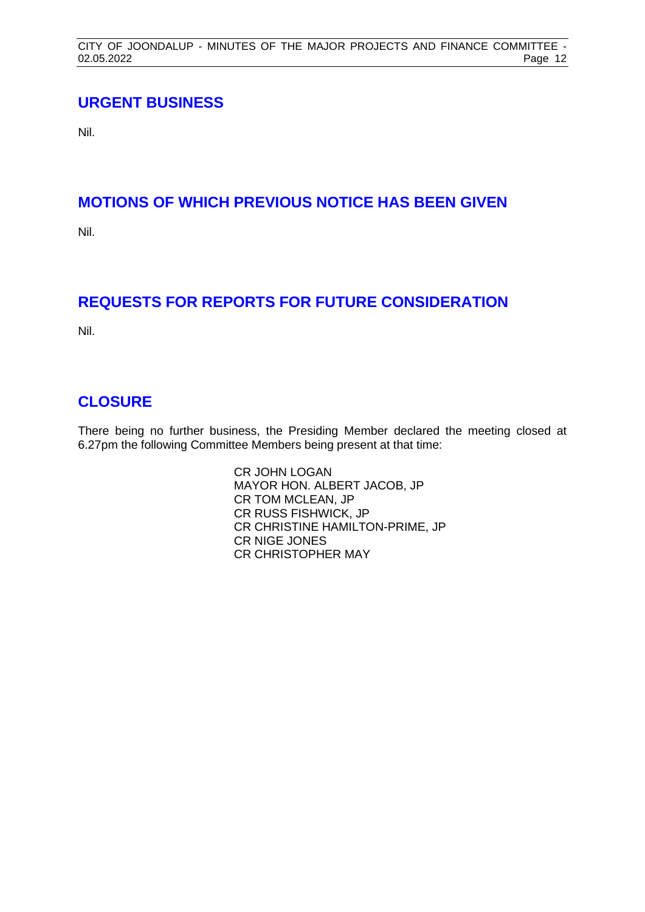## URGENT BUSINESS

Nil.

## MOTIONS OF WHICH PREVIOUS NOTICE HAS BEEN GIVEN

Nil.

## REQUESTS FOR REPORTS FOR FUTURE CONSIDERATION

Nil.

## CLOSURE

There being no further business, the Presiding Member declared the meeting closed at 6.27pm the following Committee Members being present at that time:

CR JOHN LOGAN
MAYOR HON. ALBERT JACOB, JP
CR TOM MCLEAN, JP
CR RUSS FISHWICK, JP
CR CHRISTINE HAMILTON-PRIME, JP
CR NIGE JONES
CR CHRISTOPHER MAY